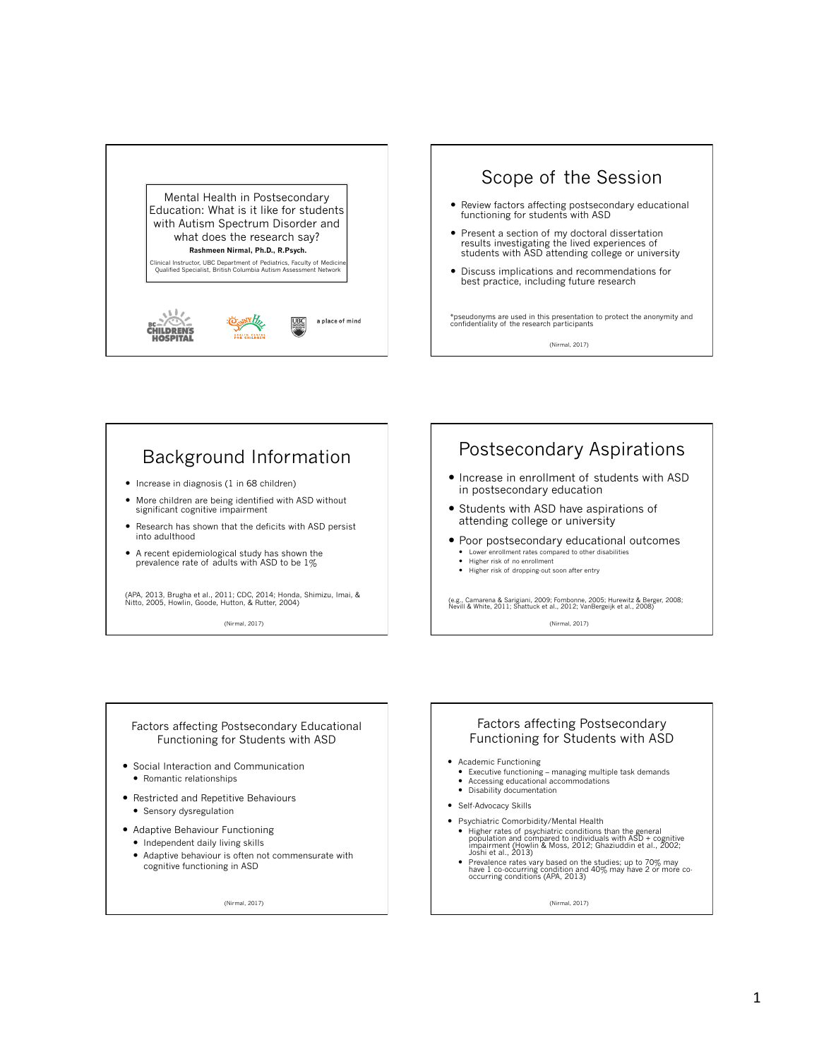# Mental Health in Postsecondary Education: What is it like for students with Autism Spectrum Disorder and what does the research say?

**Rashmeen Nirmal, Ph.D., R.Psych.**

Clinical Instructor, UBC Department of Pediatrics, Faculty of Medicine
Qualified Specialist, British Columbia Autism Assessment Network

BC Children's Hospital · Sunny Hill Health Centre for Children · UBC a place of mind

## Scope of the Session

- Review factors affecting postsecondary educational functioning for students with ASD
- Present a section of my doctoral dissertation results investigating the lived experiences of students with ASD attending college or university
- Discuss implications and recommendations for best practice, including future research

*pseudonyms are used in this presentation to protect the anonymity and confidentiality of the research participants

(Nirmal, 2017)

## Background Information

- Increase in diagnosis (1 in 68 children)
- More children are being identified with ASD without significant cognitive impairment
- Research has shown that the deficits with ASD persist into adulthood
- A recent epidemiological study has shown the prevalence rate of adults with ASD to be 1%

(APA, 2013, Brugha et al., 2011; CDC, 2014; Honda, Shimizu, Imai, & Nitto, 2005, Howlin, Goode, Hutton, & Rutter, 2004)

(Nirmal, 2017)

## Postsecondary Aspirations

- Increase in enrollment of students with ASD in postsecondary education
- Students with ASD have aspirations of attending college or university
- Poor postsecondary educational outcomes
  - Lower enrollment rates compared to other disabilities
  - Higher risk of no enrollment
  - Higher risk of dropping-out soon after entry

(e.g., Camarena & Sarigiani, 2009; Fombonne, 2005; Hurewitz & Berger, 2008; Nevill & White, 2011; Shattuck et al., 2012; VanBergeijk et al., 2008)

(Nirmal, 2017)

## Factors affecting Postsecondary Educational Functioning for Students with ASD

- Social Interaction and Communication
  - Romantic relationships
- Restricted and Repetitive Behaviours
  - Sensory dysregulation
- Adaptive Behaviour Functioning
  - Independent daily living skills
  - Adaptive behaviour is often not commensurate with cognitive functioning in ASD

(Nirmal, 2017)

## Factors affecting Postsecondary Functioning for Students with ASD

- Academic Functioning
  - Executive functioning – managing multiple task demands
  - Accessing educational accommodations
  - Disability documentation
- Self-Advocacy Skills
- Psychiatric Comorbidity/Mental Health
  - Higher rates of psychiatric conditions than the general population and compared to individuals with ASD + cognitive impairment (Howlin & Moss, 2012; Ghaziuddin et al., 2002; Joshi et al., 2013)
  - Prevalence rates vary based on the studies; up to 70% may have 1 co-occurring condition and 40% may have 2 or more co-occurring conditions (APA, 2013)

(Nirmal, 2017)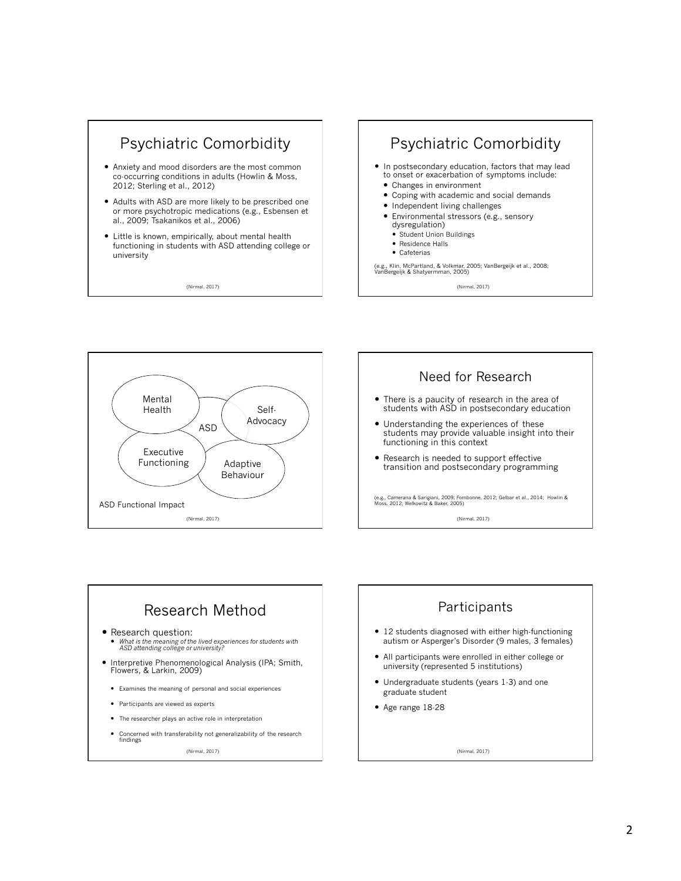## Psychiatric Comorbidity

- Anxiety and mood disorders are the most common co-occurring conditions in adults (Howlin & Moss, 2012; Sterling et al., 2012)
- Adults with ASD are more likely to be prescribed one or more psychotropic medications (e.g., Esbensen et al., 2009; Tsakanikos et al., 2006)
- Little is known, empirically, about mental health functioning in students with ASD attending college or university

(Nirmal, 2017)

## Psychiatric Comorbidity

- In postsecondary education, factors that may lead to onset or exacerbation of symptoms include:
  - Changes in environment
  - Coping with academic and social demands
  - Independent living challenges
  - Environmental stressors (e.g., sensory dysregulation)
    - Student Union Buildings
    - Residence Halls
    - Cafeterias

(e.g., Klin, McPartland, & Volkmar, 2005; VanBergeijk et al., 2008; VanBergeijk & Shatyermman, 2005)

(Nirmal, 2017)

Mental Health

Self-Advocacy

ASD

Executive Functioning

Adaptive Behaviour

ASD Functional Impact

(Nirmal, 2017)

## Need for Research

- There is a paucity of research in the area of students with ASD in postsecondary education
- Understanding the experiences of these students may provide valuable insight into their functioning in this context
- Research is needed to support effective transition and postsecondary programming

(e.g., Camerana & Sarigiani, 2009; Fombonne, 2012; Gelbar et al., 2014; Howlin & Moss, 2012; Welkowitz & Baker, 2005)

(Nirmal, 2017)

## Research Method

- Research question:
  - *What is the meaning of the lived experiences for students with ASD attending college or university?*
- Interpretive Phenomenological Analysis (IPA; Smith, Flowers, & Larkin, 2009)
  - Examines the meaning of personal and social experiences
  - Participants are viewed as experts
  - The researcher plays an active role in interpretation
  - Concerned with transferability not generalizability of the research findings

(Nirmal, 2017)

## Participants

- 12 students diagnosed with either high-functioning autism or Asperger's Disorder (9 males, 3 females)
- All participants were enrolled in either college or university (represented 5 institutions)
- Undergraduate students (years 1-3) and one graduate student
- Age range 18-28

(Nirmal, 2017)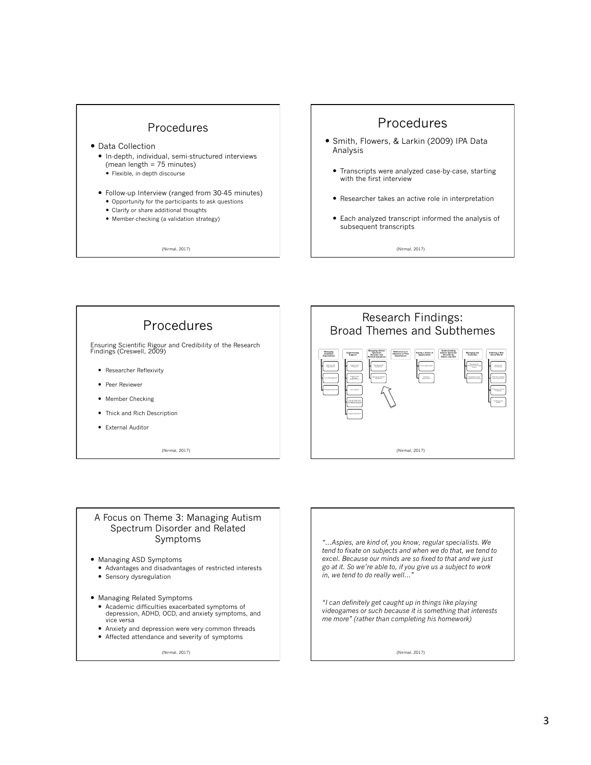## Procedures

- Data Collection
  - In-depth, individual, semi-structured interviews (mean length = 75 minutes)
    - Flexible, in-depth discourse
  - Follow-up Interview (ranged from 30-45 minutes)
    - Opportunity for the participants to ask questions
    - Clarify or share additional thoughts
    - Member-checking (a validation strategy)

(Nirmal, 2017)

## Procedures

- Smith, Flowers, & Larkin (2009) IPA Data Analysis
  - Transcripts were analyzed case-by-case, starting with the first interview
  - Researcher takes an active role in interpretation
  - Each analyzed transcript informed the analysis of subsequent transcripts

(Nirmal, 2017)

## Procedures

Ensuring Scientific Rigour and Credibility of the Research Findings (Creswell, 2009)

- Researcher Reflexivity
- Peer Reviewer
- Member Checking
- Thick and Rich Description
- External Auditor

(Nirmal, 2017)

## Research Findings: Broad Themes and Subthemes

Managing Academic Expectations | Experiencing Support | Managing Autism Spectrum Disorder and Related Symptoms | Reference to or Influence of Past Experiences | Having a Sense of Appreciation | Understanding Autism Spectrum Disorder by Others and Self | Managing the Transition | Entering a New Social World

(Nirmal, 2017)

## A Focus on Theme 3: Managing Autism Spectrum Disorder and Related Symptoms

- Managing ASD Symptoms
  - Advantages and disadvantages of restricted interests
  - Sensory dysregulation
- Managing Related Symptoms
  - Academic difficulties exacerbated symptoms of depression, ADHD, OCD, and anxiety symptoms, and vice versa
  - Anxiety and depression were very common threads
  - Affected attendance and severity of symptoms

(Nirmal, 2017)

*"…Aspies, are kind of, you know, regular specialists. We tend to fixate on subjects and when we do that, we tend to excel. Because our minds are so fixed to that and we just go at it. So we're able to, if you give us a subject to work in, we tend to do really well…"*

*"I can definitely get caught up in things like playing videogames or such because it is something that interests me more" (rather than completing his homework)*

(Nirmal, 2017)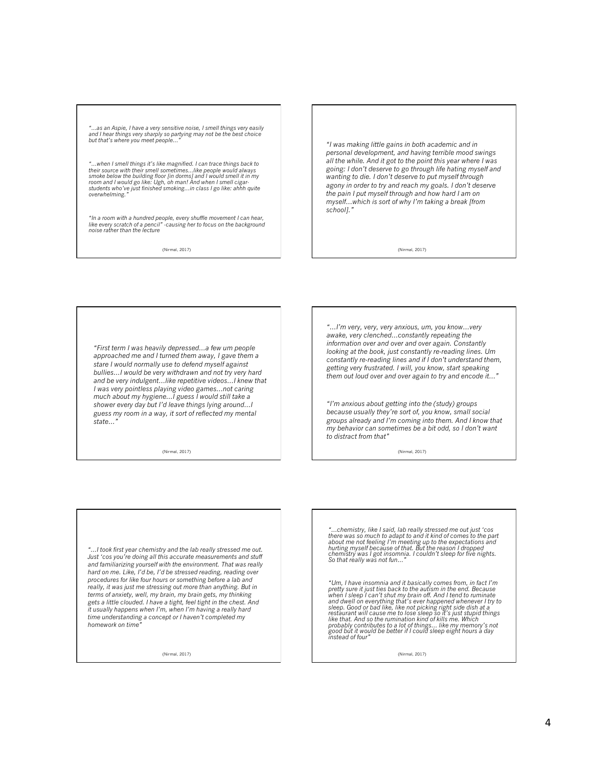*"...as an Aspie, I have a very sensitive noise, I smell things very easily and I hear things very sharply so partying may not be the best choice but that's where you meet people..."*

*"...when I smell things it's like magnified. I can trace things back to their source with their smell sometimes...like people would always smoke below the building floor [in dorms] and I would smell it in my room and I would go like: Ugh, oh man! And when I smell cigar-students who've just finished smoking...in class I go like: ahhh quite overwhelming."*

*"In a room with a hundred people, every shuffle movement I can hear, like every scratch of a pencil" -causing her to focus on the background noise rather than the lecture*

(Nirmal, 2017)

---

*"I was making little gains in both academic and in personal development, and having terrible mood swings all the while. And it got to the point this year where I was going: I don't deserve to go through life hating myself and wanting to die. I don't deserve to put myself through agony in order to try and reach my goals. I don't deserve the pain I put myself through and how hard I am on myself...which is sort of why I'm taking a break [from school]."*

(Nirmal, 2017)

---

*"First term I was heavily depressed...a few um people approached me and I turned them away, I gave them a stare I would normally use to defend myself against bullies...I would be very withdrawn and not try very hard and be very indulgent...like repetitive videos...I knew that I was very pointless playing video games...not caring much about my hygiene...I guess I would still take a shower every day but I'd leave things lying around...I guess my room in a way, it sort of reflected my mental state..."*

(Nirmal, 2017)

---

*"...I'm very, very, very anxious, um, you know...very awake, very clenched...constantly repeating the information over and over and over again. Constantly looking at the book, just constantly re-reading lines. Um constantly re-reading lines and if I don't understand them, getting very frustrated. I will, you know, start speaking them out loud over and over again to try and encode it..."*

*"I'm anxious about getting into the (study) groups because usually they're sort of, you know, small social groups already and I'm coming into them. And I know that my behavior can sometimes be a bit odd, so I don't want to distract from that"*

(Nirmal, 2017)

---

*"...I took first year chemistry and the lab really stressed me out. Just 'cos you're doing all this accurate measurements and stuff and familiarizing yourself with the environment. That was really hard on me. Like, I'd be, I'd be stressed reading, reading over procedures for like four hours or something before a lab and really, it was just me stressing out more than anything. But in terms of anxiety, well, my brain, my brain gets, my thinking gets a little clouded. I have a tight, feel tight in the chest. And it usually happens when I'm, when I'm having a really hard time understanding a concept or I haven't completed my homework on time"*

(Nirmal, 2017)

---

*"...chemistry, like I said, lab really stressed me out just 'cos there was so much to adapt to and it kind of comes to the part about me not feeling I'm meeting up to the expectations and hurting myself because of that. But the reason I dropped chemistry was I got insomnia. I couldn't sleep for five nights. So that really was not fun..."*

*"Um, I have insomnia and it basically comes from, in fact I'm pretty sure it just ties back to the autism in the end. Because when I sleep I can't shut my brain off. And I tend to ruminate and dwell on everything that's ever happened whenever I try to sleep. Good or bad like, like not picking right side dish at a restaurant will cause me to lose sleep so it's just stupid things like that. And so the rumination kind of kills me. Which probably contributes to a lot of things... like my memory's not good but it would be better if I could sleep eight hours a day instead of four"*

(Nirmal, 2017)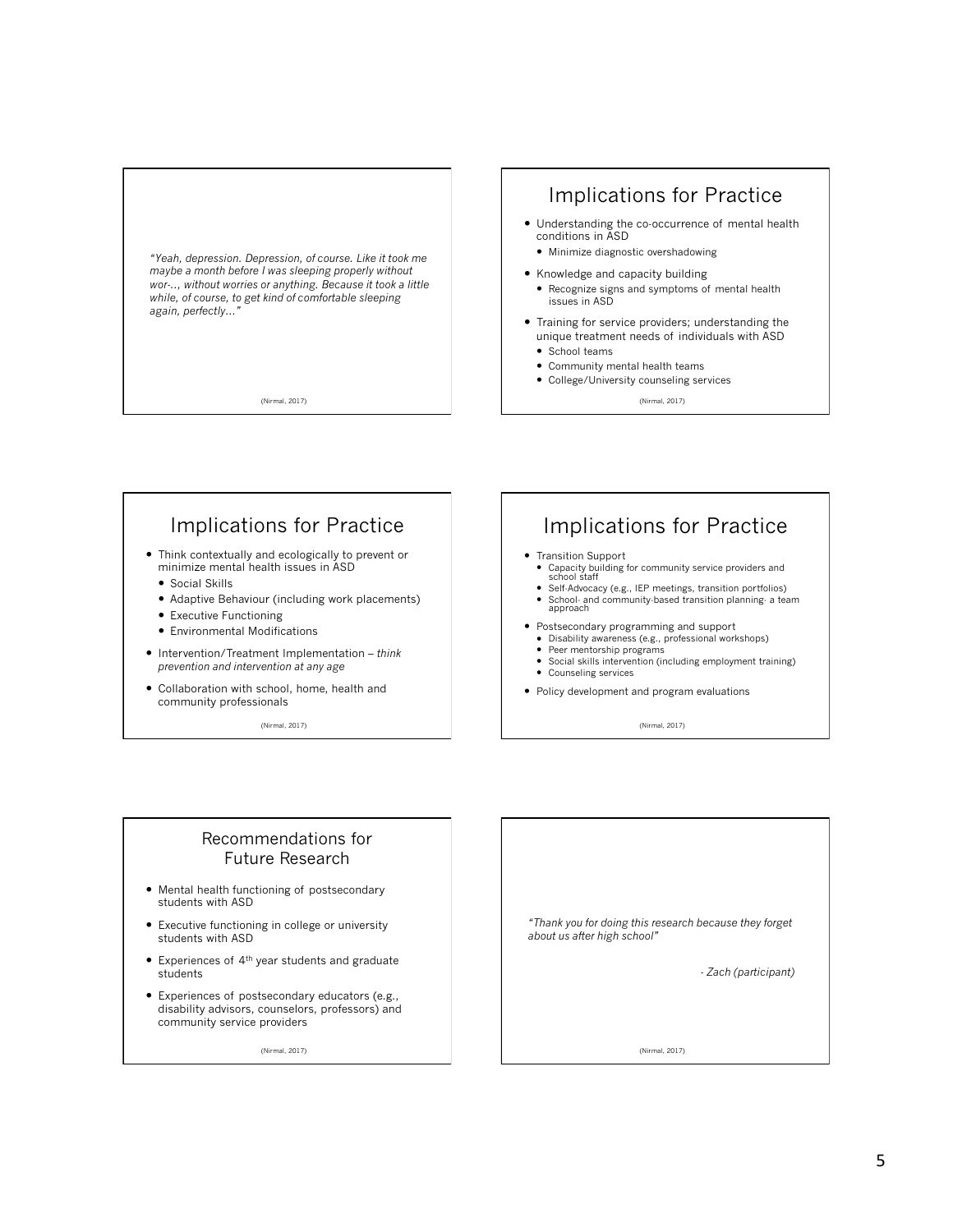*"Yeah, depression. Depression, of course. Like it took me maybe a month before I was sleeping properly without wor-.., without worries or anything. Because it took a little while, of course, to get kind of comfortable sleeping again, perfectly…"*

(Nirmal, 2017)

## Implications for Practice

- Understanding the co-occurrence of mental health conditions in ASD
  - Minimize diagnostic overshadowing
- Knowledge and capacity building
  - Recognize signs and symptoms of mental health issues in ASD
- Training for service providers; understanding the unique treatment needs of individuals with ASD
  - School teams
  - Community mental health teams
  - College/University counseling services

(Nirmal, 2017)

## Implications for Practice

- Think contextually and ecologically to prevent or minimize mental health issues in ASD
  - Social Skills
  - Adaptive Behaviour (including work placements)
  - Executive Functioning
  - Environmental Modifications
- Intervention/Treatment Implementation – *think prevention and intervention at any age*
- Collaboration with school, home, health and community professionals

(Nirmal, 2017)

## Implications for Practice

- Transition Support
  - Capacity building for community service providers and school staff
  - Self-Advocacy (e.g., IEP meetings, transition portfolios)
  - School- and community-based transition planning- a team approach
- Postsecondary programming and support
  - Disability awareness (e.g., professional workshops)
  - Peer mentorship programs
  - Social skills intervention (including employment training)
  - Counseling services
- Policy development and program evaluations

(Nirmal, 2017)

## Recommendations for Future Research

- Mental health functioning of postsecondary students with ASD
- Executive functioning in college or university students with ASD
- Experiences of 4th year students and graduate students
- Experiences of postsecondary educators (e.g., disability advisors, counselors, professors) and community service providers

(Nirmal, 2017)

*"Thank you for doing this research because they forget about us after high school"*

*- Zach (participant)*

(Nirmal, 2017)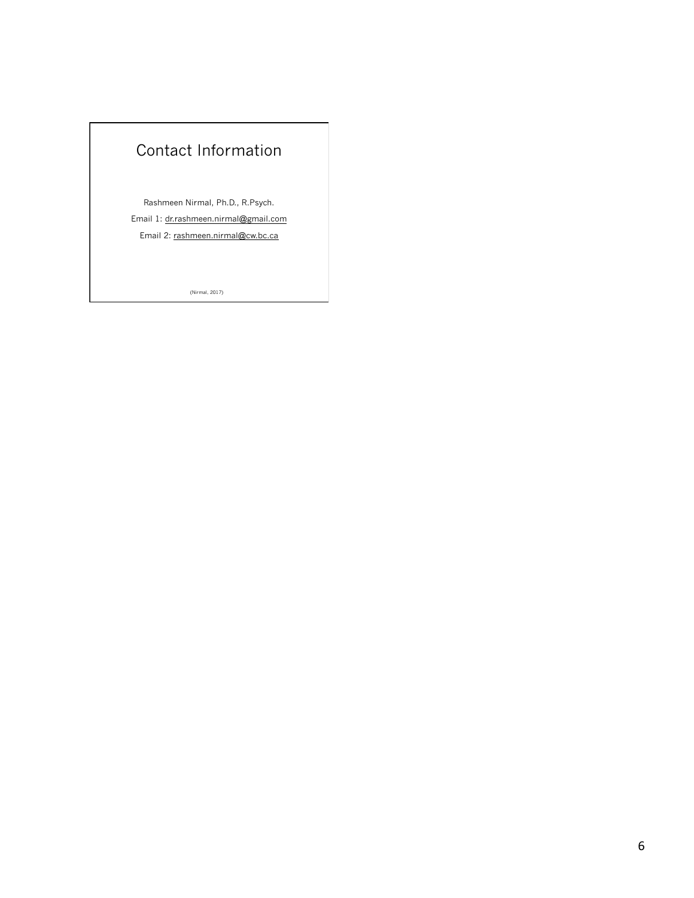# Contact Information

Rashmeen Nirmal, Ph.D., R.Psych.

Email 1: dr.rashmeen.nirmal@gmail.com

Email 2: rashmeen.nirmal@cw.bc.ca

(Nirmal, 2017)